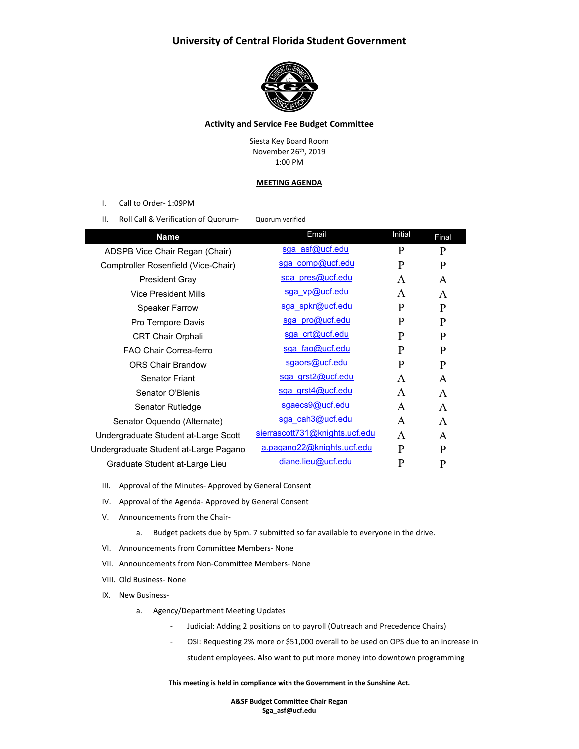# University of Central Florida Student Government

## Activity and Service Fee Budget Committee

Siesta Key Board Room
November 26th, 2019
1:00 PM

**MEETING AGENDA**

I. Call to Order- 1:09PM

II. Roll Call & Verification of Quorum- Quorum verified

| Name | Email | Initial | Final |
|---|---|---|---|
| ADSPB Vice Chair Regan (Chair) | sga_asf@ucf.edu | P | P |
| Comptroller Rosenfield (Vice-Chair) | sga_comp@ucf.edu | P | P |
| President Gray | sga_pres@ucf.edu | A | A |
| Vice President Mills | sga_vp@ucf.edu | A | A |
| Speaker Farrow | sga_spkr@ucf.edu | P | P |
| Pro Tempore Davis | sga_pro@ucf.edu | P | P |
| CRT Chair Orphali | sga_crt@ucf.edu | P | P |
| FAO Chair Correa-ferro | sga_fao@ucf.edu | P | P |
| ORS Chair Brandow | sgaors@ucf.edu | P | P |
| Senator Friant | sga_grst2@ucf.edu | A | A |
| Senator O'Blenis | sga_grst4@ucf.edu | A | A |
| Senator Rutledge | sgaecs9@ucf.edu | A | A |
| Senator Oquendo (Alternate) | sga_cah3@ucf.edu | A | A |
| Undergraduate Student at-Large Scott | sierrascott731@knights.ucf.edu | A | A |
| Undergraduate Student at-Large Pagano | a.pagano22@knights.ucf.edu | P | P |
| Graduate Student at-Large Lieu | diane.lieu@ucf.edu | P | P |

III. Approval of the Minutes- Approved by General Consent

IV. Approval of the Agenda- Approved by General Consent

V. Announcements from the Chair-

a. Budget packets due by 5pm. 7 submitted so far available to everyone in the drive.

VI. Announcements from Committee Members- None

VII. Announcements from Non-Committee Members- None

VIII. Old Business- None

IX. New Business-

a. Agency/Department Meeting Updates

- Judicial: Adding 2 positions on to payroll (Outreach and Precedence Chairs)
- OSI: Requesting 2% more or $51,000 overall to be used on OPS due to an increase in student employees. Also want to put more money into downtown programming

**This meeting is held in compliance with the Government in the Sunshine Act.**

**A&SF Budget Committee Chair Regan**
**Sga_asf@ucf.edu**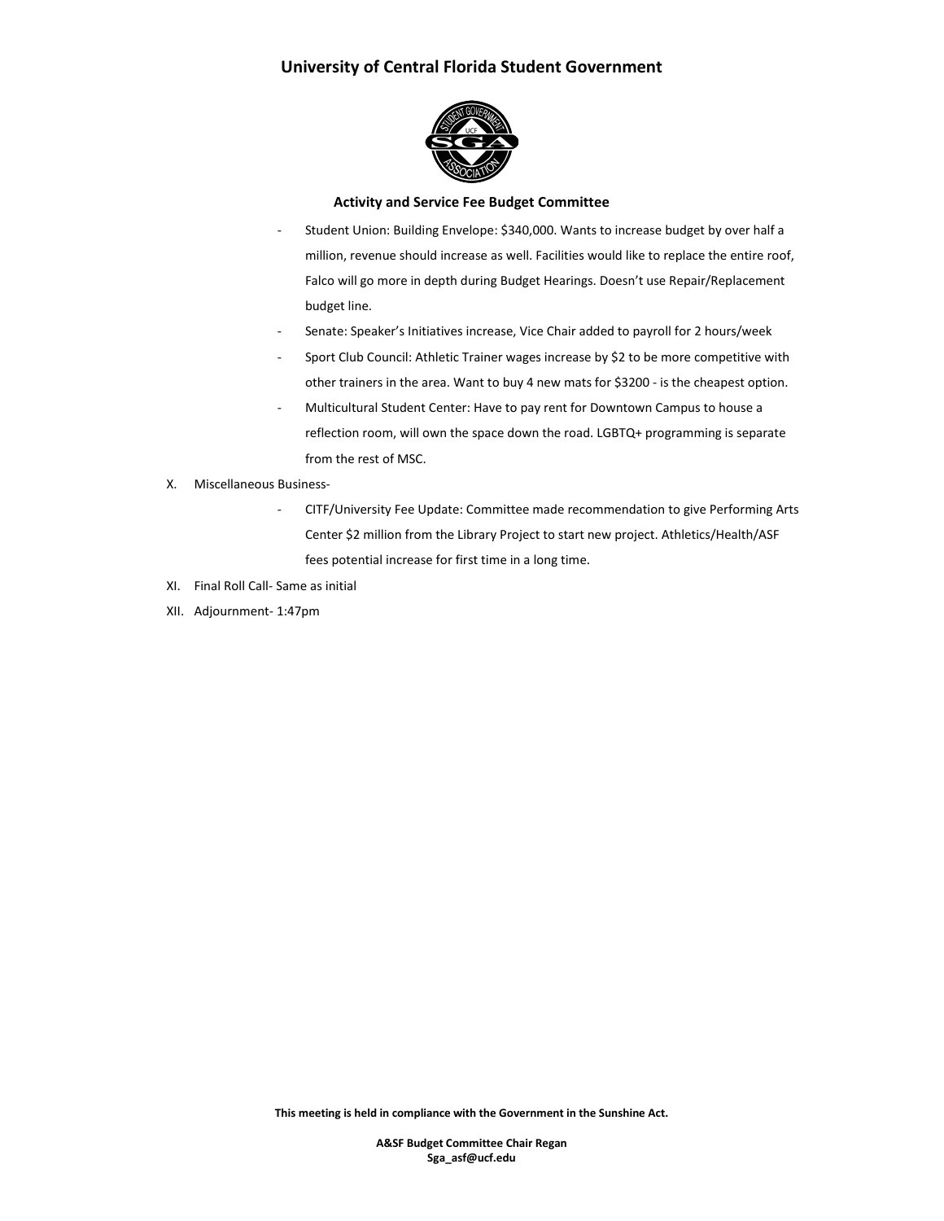# University of Central Florida Student Government

### Activity and Service Fee Budget Committee

- Student Union: Building Envelope: $340,000. Wants to increase budget by over half a million, revenue should increase as well. Facilities would like to replace the entire roof, Falco will go more in depth during Budget Hearings. Doesn't use Repair/Replacement budget line.
- Senate: Speaker's Initiatives increase, Vice Chair added to payroll for 2 hours/week
- Sport Club Council: Athletic Trainer wages increase by $2 to be more competitive with other trainers in the area. Want to buy 4 new mats for $3200 - is the cheapest option.
- Multicultural Student Center: Have to pay rent for Downtown Campus to house a reflection room, will own the space down the road. LGBTQ+ programming is separate from the rest of MSC.

X. Miscellaneous Business-

- CITF/University Fee Update: Committee made recommendation to give Performing Arts Center $2 million from the Library Project to start new project. Athletics/Health/ASF fees potential increase for first time in a long time.

XI. Final Roll Call- Same as initial

XII. Adjournment- 1:47pm

**This meeting is held in compliance with the Government in the Sunshine Act.**

**A&SF Budget Committee Chair Regan**
**Sga_asf@ucf.edu**